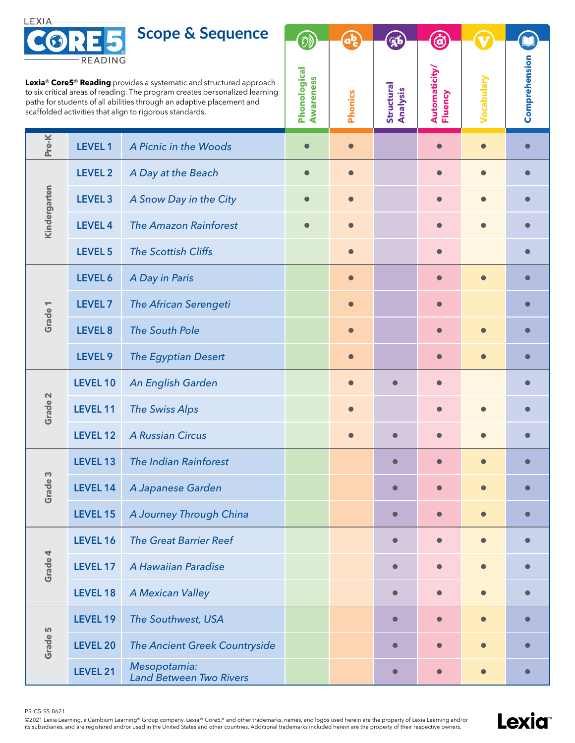LEXIA CORE5 READING

# Scope & Sequence

**Lexia® Core5® Reading** provides a systematic and structured approach to six critical areas of reading. The program creates personalized learning paths for students of all abilities through an adaptive placement and scaffolded activities that align to rigorous standards.

| Grade | Level | Title | Phonological Awareness | Phonics | Structural Analysis | Automaticity/ Fluency | Vocabulary | Comprehension |
|---|---|---|---|---|---|---|---|---|
| Pre-K | LEVEL 1 | *A Picnic in the Woods* | ● | ● | | ● | ● | ● |
| Kindergarten | LEVEL 2 | *A Day at the Beach* | ● | ● | | ● | ● | ● |
| | LEVEL 3 | *A Snow Day in the City* | ● | ● | | ● | ● | ● |
| | LEVEL 4 | *The Amazon Rainforest* | ● | ● | | ● | ● | ● |
| | LEVEL 5 | *The Scottish Cliffs* | | ● | | ● | | ● |
| Grade 1 | LEVEL 6 | *A Day in Paris* | | ● | | ● | ● | ● |
| | LEVEL 7 | *The African Serengeti* | | ● | | ● | | ● |
| | LEVEL 8 | *The South Pole* | | ● | | ● | ● | ● |
| | LEVEL 9 | *The Egyptian Desert* | | ● | | ● | ● | ● |
| Grade 2 | LEVEL 10 | *An English Garden* | | ● | ● | ● | | ● |
| | LEVEL 11 | *The Swiss Alps* | | ● | | ● | ● | ● |
| | LEVEL 12 | *A Russian Circus* | | ● | ● | ● | ● | ● |
| Grade 3 | LEVEL 13 | *The Indian Rainforest* | | | ● | ● | ● | ● |
| | LEVEL 14 | *A Japanese Garden* | | | ● | ● | ● | ● |
| | LEVEL 15 | *A Journey Through China* | | | ● | ● | ● | ● |
| Grade 4 | LEVEL 16 | *The Great Barrier Reef* | | | ● | ● | ● | ● |
| | LEVEL 17 | *A Hawaiian Paradise* | | | ● | ● | ● | ● |
| | LEVEL 18 | *A Mexican Valley* | | | ● | ● | ● | ● |
| Grade 5 | LEVEL 19 | *The Southwest, USA* | | | ● | ● | ● | ● |
| | LEVEL 20 | *The Ancient Greek Countryside* | | | ● | ● | ● | ● |
| | LEVEL 21 | *Mesopotamia: Land Between Two Rivers* | | | ● | ● | ● | ● |

PR-C5-SS-0621

©2021 Lexia Learning, a Cambium Learning® Group company. Lexia,® Core5,® and other trademarks, names, and logos used herein are the property of Lexia Learning and/or its subsidiaries, and are registered and/or used in the United States and other countries. Additional trademarks included herein are the property of their respective owners.

Lexia™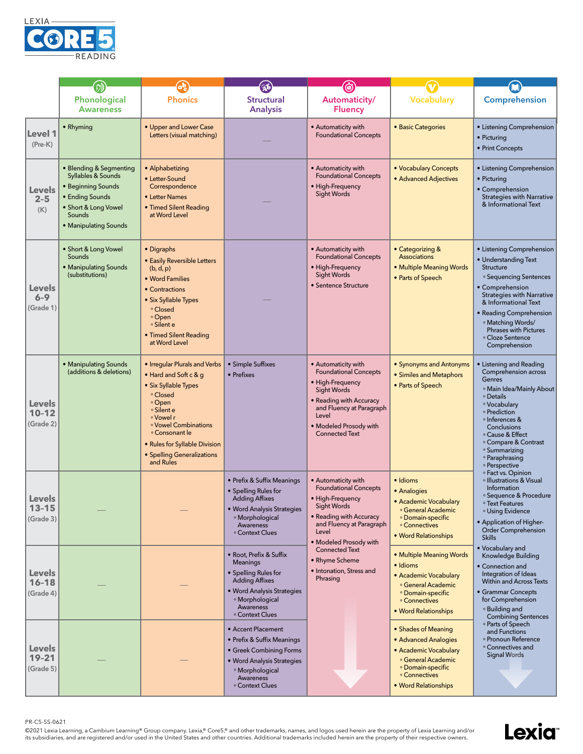LEXIA CORE5 READING

| | Phonological Awareness | Phonics | Structural Analysis | Automaticity/ Fluency | Vocabulary | Comprehension |
|---|---|---|---|---|---|---|
| **Level 1** (Pre-K) | • Rhyming | • Upper and Lower Case Letters (visual matching) | — | • Automaticity with Foundational Concepts | • Basic Categories | • Listening Comprehension<br>• Picturing<br>• Print Concepts |
| **Levels 2-5** (K) | • Blending & Segmenting Syllables & Sounds<br>• Beginning Sounds<br>• Ending Sounds<br>• Short & Long Vowel Sounds<br>• Manipulating Sounds | • Alphabetizing<br>• Letter-Sound Correspondence<br>• Letter Names<br>• Timed Silent Reading at Word Level | — | • Automaticity with Foundational Concepts<br>• High-Frequency Sight Words | • Vocabulary Concepts<br>• Advanced Adjectives | • Listening Comprehension<br>• Picturing<br>• Comprehension Strategies with Narrative & Informational Text |
| **Levels 6-9** (Grade 1) | • Short & Long Vowel Sounds<br>• Manipulating Sounds (substitutions) | • Digraphs<br>• Easily Reversible Letters (b, d, p)<br>• Word Families<br>• Contractions<br>• Six Syllable Types<br>◦ Closed<br>◦ Open<br>◦ Silent e<br>• Timed Silent Reading at Word Level | — | • Automaticity with Foundational Concepts<br>• High-Frequency Sight Words<br>• Sentence Structure | • Categorizing & Associations<br>• Multiple Meaning Words<br>• Parts of Speech | • Listening Comprehension<br>• Understanding Text Structure<br>◦ Sequencing Sentences<br>• Comprehension Strategies with Narrative & Informational Text<br>• Reading Comprehension<br>◦ Matching Words/ Phrases with Pictures<br>◦ Cloze Sentence Comprehension |
| **Levels 10-12** (Grade 2) | • Manipulating Sounds (additions & deletions) | • Irregular Plurals and Verbs<br>• Hard and Soft c & g<br>• Six Syllable Types<br>◦ Closed<br>◦ Open<br>◦ Silent e<br>◦ Vowel r<br>◦ Vowel Combinations<br>◦ Consonant le<br>• Rules for Syllable Division<br>• Spelling Generalizations and Rules | • Simple Suffixes<br>• Prefixes | • Automaticity with Foundational Concepts<br>• High-Frequency Sight Words<br>• Reading with Accuracy and Fluency at Paragraph Level<br>• Modeled Prosody with Connected Text | • Synonyms and Antonyms<br>• Similes and Metaphors<br>• Parts of Speech | • Listening and Reading Comprehension across Genres<br>◦ Main Idea/Mainly About<br>◦ Details<br>◦ Vocabulary<br>◦ Prediction<br>◦ Inferences & Conclusions<br>◦ Cause & Effect<br>◦ Compare & Contrast<br>◦ Summarizing<br>◦ Paraphrasing<br>◦ Perspective<br>◦ Fact vs. Opinion<br>◦ Illustrations & Visual Information<br>◦ Sequence & Procedure<br>◦ Text Features<br>◦ Using Evidence<br>• Application of Higher-Order Comprehension Skills<br>• Vocabulary and Knowledge Building<br>• Connection and Integration of Ideas Within and Across Texts<br>• Grammar Concepts for Comprehension<br>◦ Building and Combining Sentences<br>◦ Parts of Speech and Functions<br>◦ Pronoun Reference<br>◦ Connectives and Signal Words |
| **Levels 13-15** (Grade 3) | — | — | • Prefix & Suffix Meanings<br>• Spelling Rules for Adding Affixes<br>• Word Analysis Strategies<br>◦ Morphological Awareness<br>◦ Context Clues | • Automaticity with Foundational Concepts<br>• High-Frequency Sight Words<br>• Reading with Accuracy and Fluency at Paragraph Level<br>• Modeled Prosody with Connected Text<br>• Rhyme Scheme<br>• Intonation, Stress and Phrasing | • Idioms<br>• Analogies<br>• Academic Vocabulary<br>◦ General Academic<br>◦ Domain-specific<br>◦ Connectives<br>• Word Relationships | |
| **Levels 16-18** (Grade 4) | — | — | • Root, Prefix & Suffix Meanings<br>• Spelling Rules for Adding Affixes<br>• Word Analysis Strategies<br>◦ Morphological Awareness<br>◦ Context Clues | | • Multiple Meaning Words<br>• Idioms<br>• Academic Vocabulary<br>◦ General Academic<br>◦ Domain-specific<br>◦ Connectives<br>• Word Relationships | |
| **Levels 19-21** (Grade 5) | — | — | • Accent Placement<br>• Prefix & Suffix Meanings<br>• Greek Combining Forms<br>• Word Analysis Strategies<br>◦ Morphological Awareness<br>◦ Context Clues | | • Shades of Meaning<br>• Advanced Analogies<br>• Academic Vocabulary<br>◦ General Academic<br>◦ Domain-specific<br>◦ Connectives<br>• Word Relationships | |

PR-C5-SS-0621

©2021 Lexia Learning, a Cambium Learning® Group company. Lexia,® Core5,® and other trademarks, names, and logos used herein are the property of Lexia Learning and/or its subsidiaries, and are registered and/or used in the United States and other countries. Additional trademarks included herein are the property of their respective owners.

Lexia